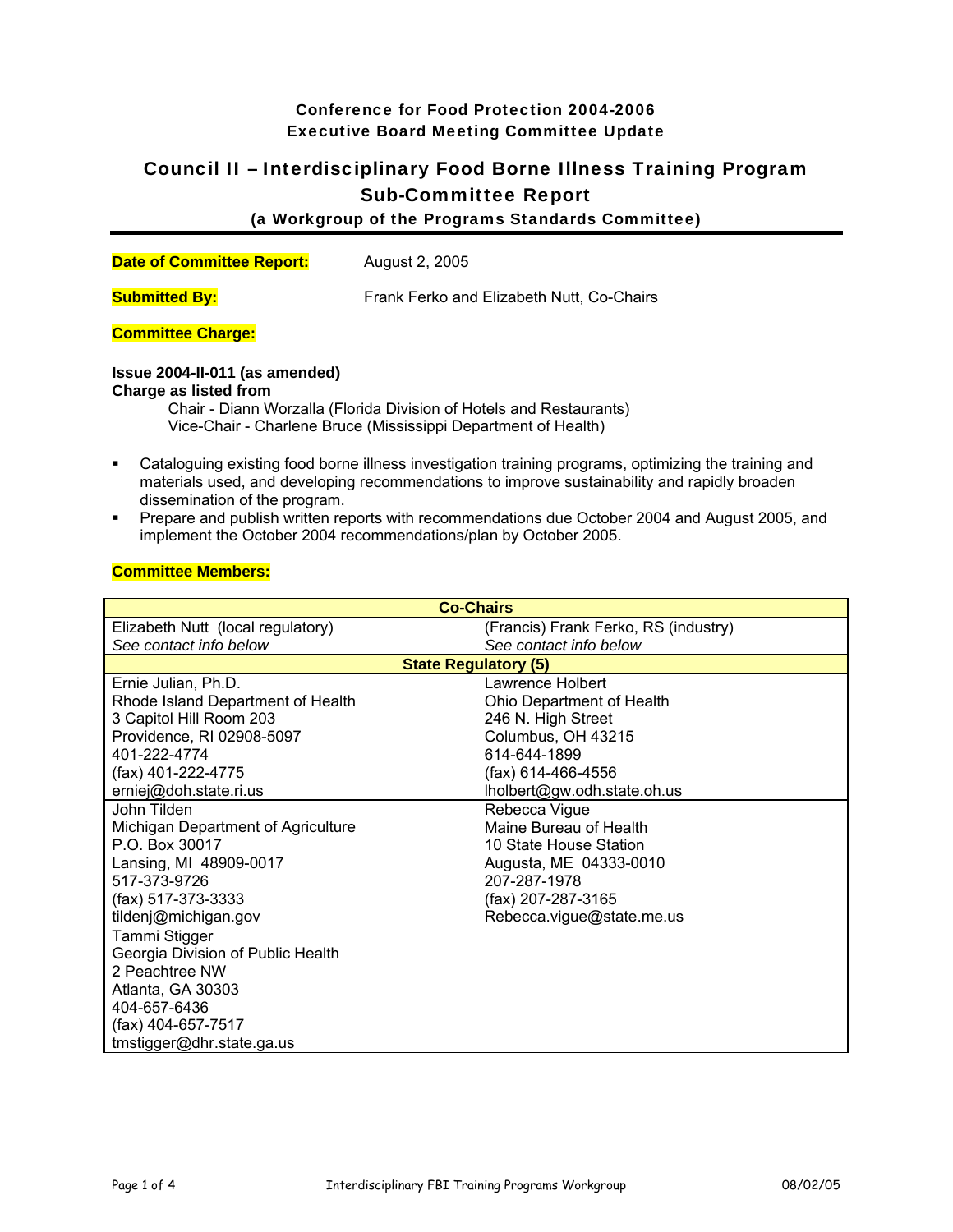**Conference for Food Protection 2004-2006**
**Executive Board Meeting Committee Update**

# Council II – Interdisciplinary Food Borne Illness Training Program Sub-Committee Report

**(a Workgroup of the Programs Standards Committee)**

**Date of Committee Report:** August 2, 2005

**Submitted By:** Frank Ferko and Elizabeth Nutt, Co-Chairs

**Committee Charge:**

**Issue 2004-II-011 (as amended)**
**Charge as listed from**
Chair - Diann Worzalla (Florida Division of Hotels and Restaurants)
Vice-Chair - Charlene Bruce (Mississippi Department of Health)

- Cataloguing existing food borne illness investigation training programs, optimizing the training and materials used, and developing recommendations to improve sustainability and rapidly broaden dissemination of the program.
- Prepare and publish written reports with recommendations due October 2004 and August 2005, and implement the October 2004 recommendations/plan by October 2005.

**Committee Members:**

| **Co-Chairs** | |
|---|---|
| Elizabeth Nutt (local regulatory)<br>*See contact info below* | (Francis) Frank Ferko, RS (industry)<br>*See contact info below* |
| **State Regulatory (5)** | |
| Ernie Julian, Ph.D.<br>Rhode Island Department of Health<br>3 Capitol Hill Room 203<br>Providence, RI 02908-5097<br>401-222-4774<br>(fax) 401-222-4775<br>erniej@doh.state.ri.us | Lawrence Holbert<br>Ohio Department of Health<br>246 N. High Street<br>Columbus, OH 43215<br>614-644-1899<br>(fax) 614-466-4556<br>lholbert@gw.odh.state.oh.us |
| John Tilden<br>Michigan Department of Agriculture<br>P.O. Box 30017<br>Lansing, MI 48909-0017<br>517-373-9726<br>(fax) 517-373-3333<br>tildenj@michigan.gov | Rebecca Vigue<br>Maine Bureau of Health<br>10 State House Station<br>Augusta, ME 04333-0010<br>207-287-1978<br>(fax) 207-287-3165<br>Rebecca.vigue@state.me.us |
| Tammi Stigger<br>Georgia Division of Public Health<br>2 Peachtree NW<br>Atlanta, GA 30303<br>404-657-6436<br>(fax) 404-657-7517<br>tmstigger@dhr.state.ga.us | |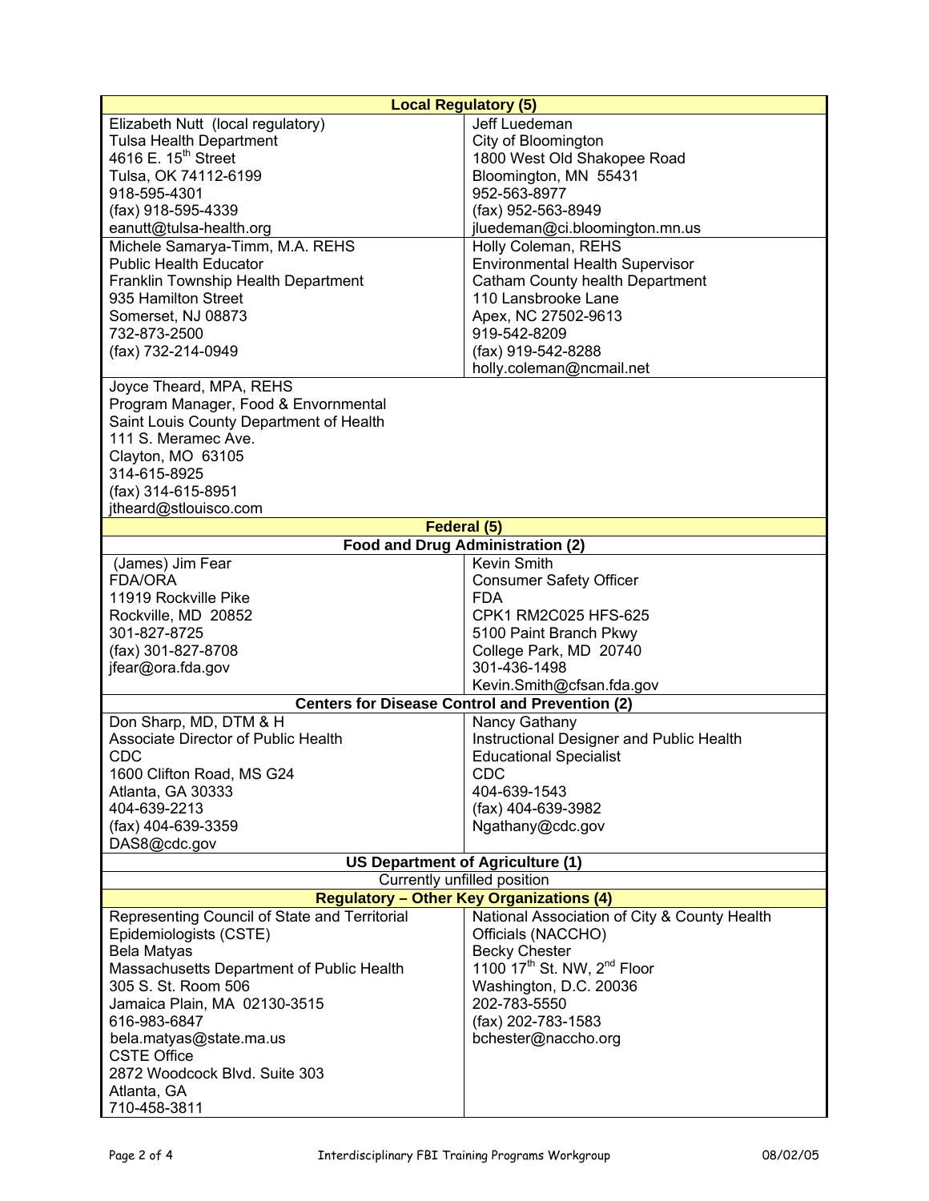| Local Regulatory (5) | |
|---|---|
| Elizabeth Nutt (local regulatory)<br>Tulsa Health Department<br>4616 E. 15th Street<br>Tulsa, OK 74112-6199<br>918-595-4301<br>(fax) 918-595-4339<br>eanutt@tulsa-health.org | Jeff Luedeman<br>City of Bloomington<br>1800 West Old Shakopee Road<br>Bloomington, MN 55431<br>952-563-8977<br>(fax) 952-563-8949<br>jluedeman@ci.bloomington.mn.us |
| Michele Samarya-Timm, M.A. REHS<br>Public Health Educator<br>Franklin Township Health Department<br>935 Hamilton Street<br>Somerset, NJ 08873<br>732-873-2500<br>(fax) 732-214-0949 | Holly Coleman, REHS<br>Environmental Health Supervisor<br>Catham County health Department<br>110 Lansbrooke Lane<br>Apex, NC 27502-9613<br>919-542-8209<br>(fax) 919-542-8288<br>holly.coleman@ncmail.net |
| Joyce Theard, MPA, REHS<br>Program Manager, Food & Envornmental<br>Saint Louis County Department of Health<br>111 S. Meramec Ave.<br>Clayton, MO 63105<br>314-615-8925<br>(fax) 314-615-8951<br>jtheard@stlouisco.com | |
| **Federal (5)** | |
| **Food and Drug Administration (2)** | |
| (James) Jim Fear<br>FDA/ORA<br>11919 Rockville Pike<br>Rockville, MD 20852<br>301-827-8725<br>(fax) 301-827-8708<br>jfear@ora.fda.gov | Kevin Smith<br>Consumer Safety Officer<br>FDA<br>CPK1 RM2C025 HFS-625<br>5100 Paint Branch Pkwy<br>College Park, MD 20740<br>301-436-1498<br>Kevin.Smith@cfsan.fda.gov |
| **Centers for Disease Control and Prevention (2)** | |
| Don Sharp, MD, DTM & H<br>Associate Director of Public Health<br>CDC<br>1600 Clifton Road, MS G24<br>Atlanta, GA 30333<br>404-639-2213<br>(fax) 404-639-3359<br>DAS8@cdc.gov | Nancy Gathany<br>Instructional Designer and Public Health Educational Specialist<br>CDC<br>404-639-1543<br>(fax) 404-639-3982<br>Ngathany@cdc.gov |
| **US Department of Agriculture (1)** | |
| Currently unfilled position | |
| **Regulatory – Other Key Organizations (4)** | |
| Representing Council of State and Territorial Epidemiologists (CSTE)<br>Bela Matyas<br>Massachusetts Department of Public Health<br>305 S. St. Room 506<br>Jamaica Plain, MA 02130-3515<br>616-983-6847<br>bela.matyas@state.ma.us<br>CSTE Office<br>2872 Woodcock Blvd. Suite 303<br>Atlanta, GA<br>710-458-3811 | National Association of City & County Health Officials (NACCHO)<br>Becky Chester<br>1100 17th St. NW, 2nd Floor<br>Washington, D.C. 20036<br>202-783-5550<br>(fax) 202-783-1583<br>bchester@naccho.org |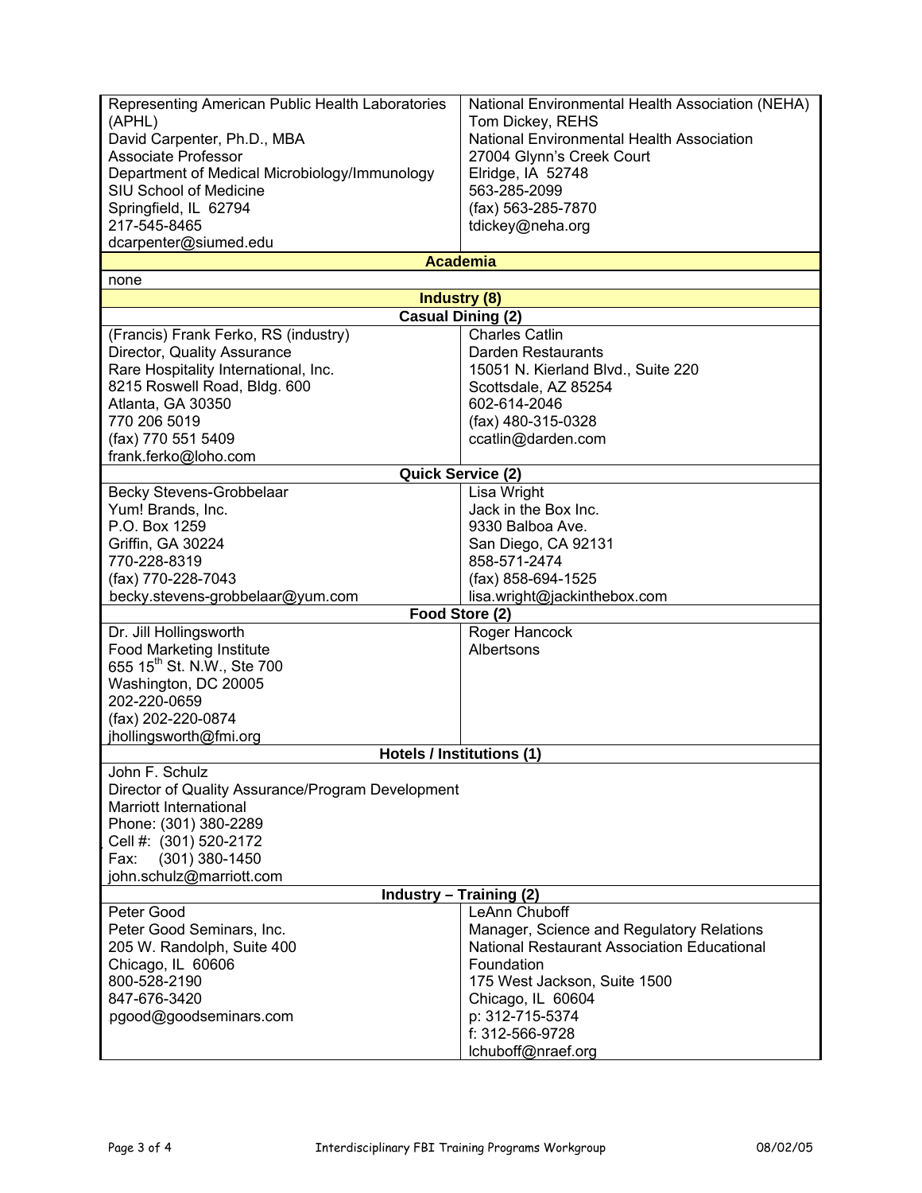| | |
|---|---|
| Representing American Public Health Laboratories (APHL)<br>David Carpenter, Ph.D., MBA<br>Associate Professor<br>Department of Medical Microbiology/Immunology<br>SIU School of Medicine<br>Springfield, IL 62794<br>217-545-8465<br>dcarpenter@siumed.edu | National Environmental Health Association (NEHA)<br>Tom Dickey, REHS<br>National Environmental Health Association<br>27004 Glynn's Creek Court<br>Elridge, IA 52748<br>563-285-2099<br>(fax) 563-285-7870<br>tdickey@neha.org |
| **Academia** | |
| none | |
| **Industry (8)** | |
| **Casual Dining (2)** | |
| (Francis) Frank Ferko, RS (industry)<br>Director, Quality Assurance<br>Rare Hospitality International, Inc.<br>8215 Roswell Road, Bldg. 600<br>Atlanta, GA 30350<br>770 206 5019<br>(fax) 770 551 5409<br>frank.ferko@loho.com | Charles Catlin<br>Darden Restaurants<br>15051 N. Kierland Blvd., Suite 220<br>Scottsdale, AZ 85254<br>602-614-2046<br>(fax) 480-315-0328<br>ccatlin@darden.com |
| **Quick Service (2)** | |
| Becky Stevens-Grobbelaar<br>Yum! Brands, Inc.<br>P.O. Box 1259<br>Griffin, GA 30224<br>770-228-8319<br>(fax) 770-228-7043<br>becky.stevens-grobbelaar@yum.com | Lisa Wright<br>Jack in the Box Inc.<br>9330 Balboa Ave.<br>San Diego, CA 92131<br>858-571-2474<br>(fax) 858-694-1525<br>lisa.wright@jackinthebox.com |
| **Food Store (2)** | |
| Dr. Jill Hollingsworth<br>Food Marketing Institute<br>655 15th St. N.W., Ste 700<br>Washington, DC 20005<br>202-220-0659<br>(fax) 202-220-0874<br>jhollingsworth@fmi.org | Roger Hancock<br>Albertsons |
| **Hotels / Institutions (1)** | |
| John F. Schulz<br>Director of Quality Assurance/Program Development<br>Marriott International<br>Phone: (301) 380-2289<br>Cell #: (301) 520-2172<br>Fax: (301) 380-1450<br>john.schulz@marriott.com | |
| **Industry – Training (2)** | |
| Peter Good<br>Peter Good Seminars, Inc.<br>205 W. Randolph, Suite 400<br>Chicago, IL 60606<br>800-528-2190<br>847-676-3420<br>pgood@goodseminars.com | LeAnn Chuboff<br>Manager, Science and Regulatory Relations<br>National Restaurant Association Educational Foundation<br>175 West Jackson, Suite 1500<br>Chicago, IL 60604<br>p: 312-715-5374<br>f: 312-566-9728<br>lchuboff@nraef.org |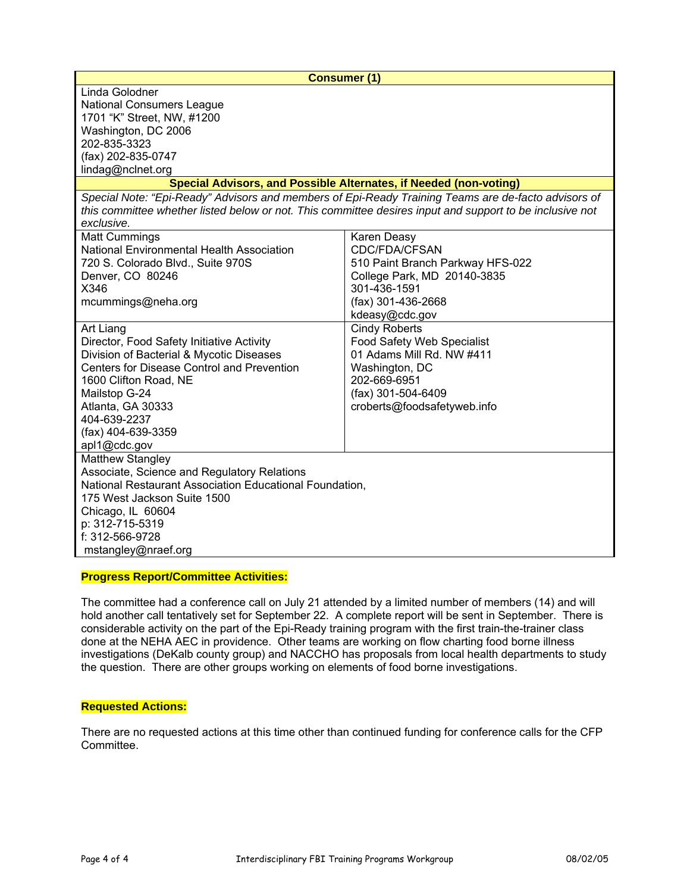| Consumer (1) | |
|---|---|
| Linda Golodner<br>National Consumers League<br>1701 “K” Street, NW, #1200<br>Washington, DC 2006<br>202-835-3323<br>(fax) 202-835-0747<br>lindag@nclnet.org | |
| **Special Advisors, and Possible Alternates, if Needed (non-voting)** | |
| *Special Note: “Epi-Ready” Advisors and members of Epi-Ready Training Teams are de-facto advisors of this committee whether listed below or not. This committee desires input and support to be inclusive not exclusive.* | |
| Matt Cummings<br>National Environmental Health Association<br>720 S. Colorado Blvd., Suite 970S<br>Denver, CO 80246<br>X346<br>mcummings@neha.org | Karen Deasy<br>CDC/FDA/CFSAN<br>510 Paint Branch Parkway HFS-022<br>College Park, MD 20140-3835<br>301-436-1591<br>(fax) 301-436-2668<br>kdeasy@cdc.gov |
| Art Liang<br>Director, Food Safety Initiative Activity<br>Division of Bacterial & Mycotic Diseases<br>Centers for Disease Control and Prevention<br>1600 Clifton Road, NE<br>Mailstop G-24<br>Atlanta, GA 30333<br>404-639-2237<br>(fax) 404-639-3359<br>apl1@cdc.gov | Cindy Roberts<br>Food Safety Web Specialist<br>01 Adams Mill Rd. NW #411<br>Washington, DC<br>202-669-6951<br>(fax) 301-504-6409<br>croberts@foodsafetyweb.info |
| Matthew Stangley<br>Associate, Science and Regulatory Relations<br>National Restaurant Association Educational Foundation,<br>175 West Jackson Suite 1500<br>Chicago, IL 60604<br>p: 312-715-5319<br>f: 312-566-9728<br>mstangley@nraef.org | |

**Progress Report/Committee Activities:**

The committee had a conference call on July 21 attended by a limited number of members (14) and will hold another call tentatively set for September 22. A complete report will be sent in September. There is considerable activity on the part of the Epi-Ready training program with the first train-the-trainer class done at the NEHA AEC in providence. Other teams are working on flow charting food borne illness investigations (DeKalb county group) and NACCHO has proposals from local health departments to study the question. There are other groups working on elements of food borne investigations.

**Requested Actions:**

There are no requested actions at this time other than continued funding for conference calls for the CFP Committee.